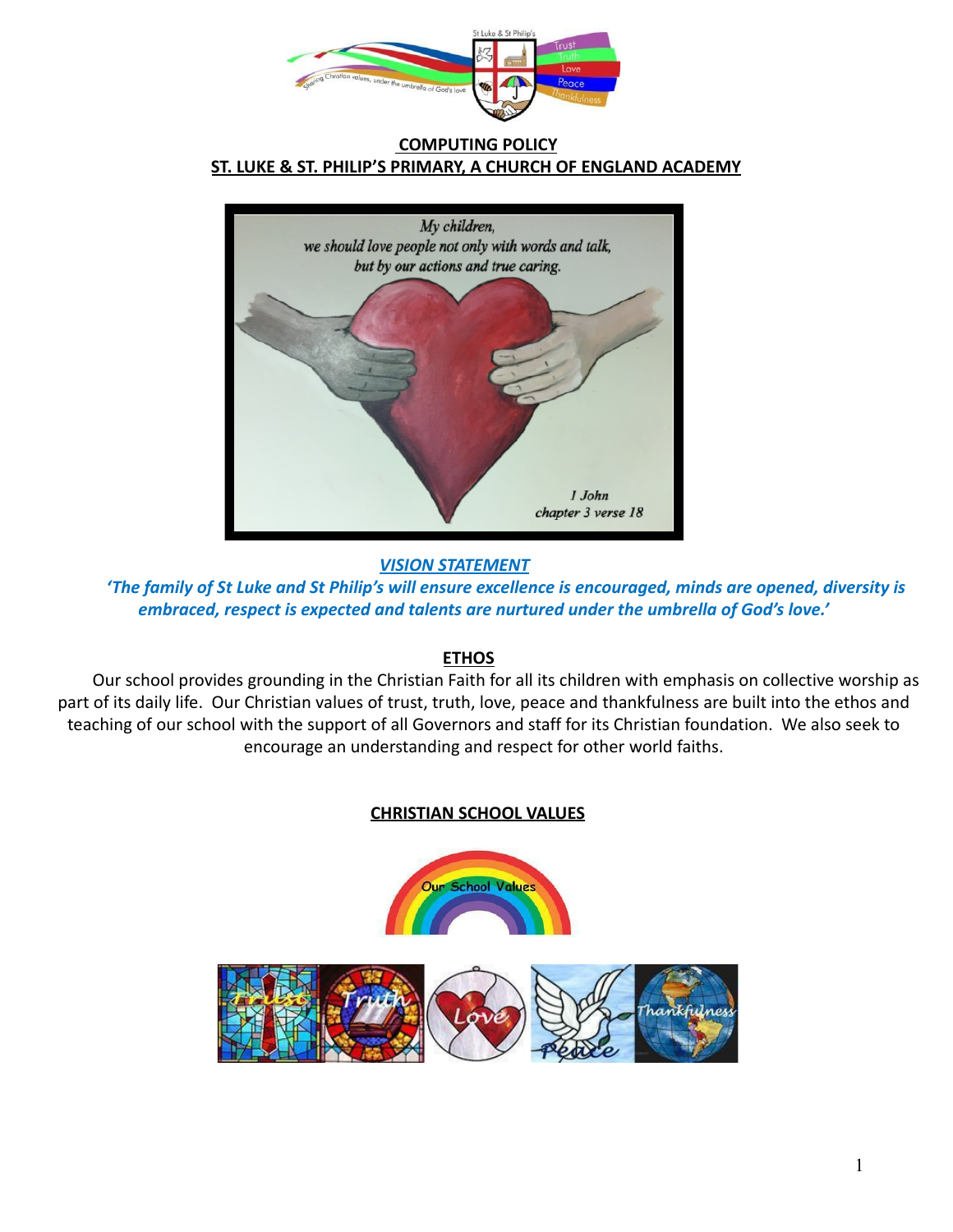# COMPUTING POLICY

## ST. LUKE & ST. PHILIP'S PRIMARY, A CHURCH OF ENGLAND ACADEMY

### *VISION STATEMENT*

***'The family of St Luke and St Philip's will ensure excellence is encouraged, minds are opened, diversity is embraced, respect is expected and talents are nurtured under the umbrella of God's love.'***

### ETHOS

Our school provides grounding in the Christian Faith for all its children with emphasis on collective worship as part of its daily life. Our Christian values of trust, truth, love, peace and thankfulness are built into the ethos and teaching of our school with the support of all Governors and staff for its Christian foundation. We also seek to encourage an understanding and respect for other world faiths.

### CHRISTIAN SCHOOL VALUES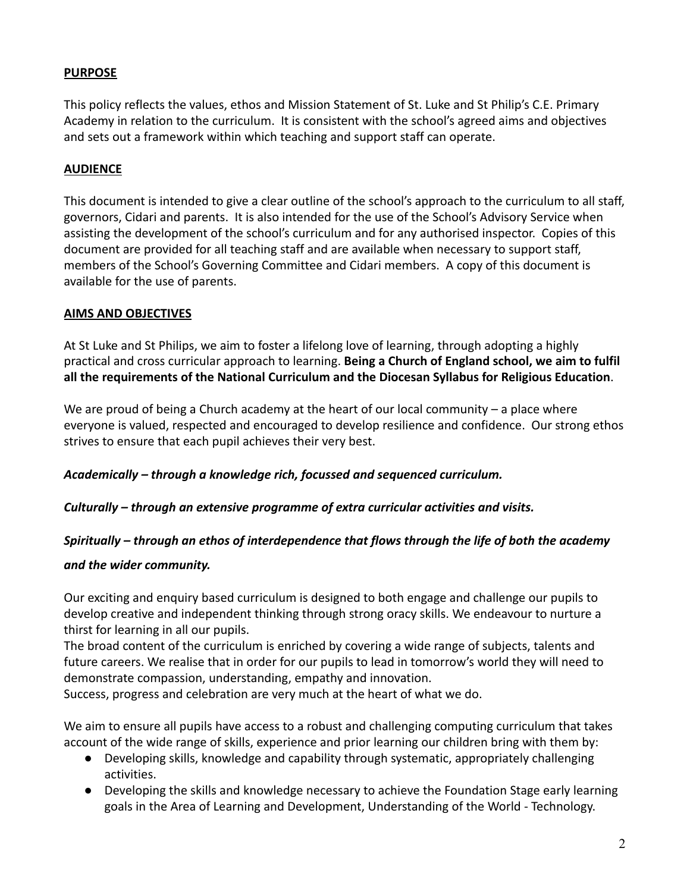## PURPOSE

This policy reflects the values, ethos and Mission Statement of St. Luke and St Philip's C.E. Primary Academy in relation to the curriculum. It is consistent with the school's agreed aims and objectives and sets out a framework within which teaching and support staff can operate.

## AUDIENCE

This document is intended to give a clear outline of the school's approach to the curriculum to all staff, governors, Cidari and parents. It is also intended for the use of the School's Advisory Service when assisting the development of the school's curriculum and for any authorised inspector. Copies of this document are provided for all teaching staff and are available when necessary to support staff, members of the School's Governing Committee and Cidari members. A copy of this document is available for the use of parents.

## AIMS AND OBJECTIVES

At St Luke and St Philips, we aim to foster a lifelong love of learning, through adopting a highly practical and cross curricular approach to learning. **Being a Church of England school, we aim to fulfil all the requirements of the National Curriculum and the Diocesan Syllabus for Religious Education**.

We are proud of being a Church academy at the heart of our local community – a place where everyone is valued, respected and encouraged to develop resilience and confidence. Our strong ethos strives to ensure that each pupil achieves their very best.

***Academically – through a knowledge rich, focussed and sequenced curriculum.***

***Culturally – through an extensive programme of extra curricular activities and visits.***

***Spiritually – through an ethos of interdependence that flows through the life of both the academy and the wider community.***

Our exciting and enquiry based curriculum is designed to both engage and challenge our pupils to develop creative and independent thinking through strong oracy skills. We endeavour to nurture a thirst for learning in all our pupils.
The broad content of the curriculum is enriched by covering a wide range of subjects, talents and future careers. We realise that in order for our pupils to lead in tomorrow's world they will need to demonstrate compassion, understanding, empathy and innovation.
Success, progress and celebration are very much at the heart of what we do.

We aim to ensure all pupils have access to a robust and challenging computing curriculum that takes account of the wide range of skills, experience and prior learning our children bring with them by:

- Developing skills, knowledge and capability through systematic, appropriately challenging activities.
- Developing the skills and knowledge necessary to achieve the Foundation Stage early learning goals in the Area of Learning and Development, Understanding of the World - Technology.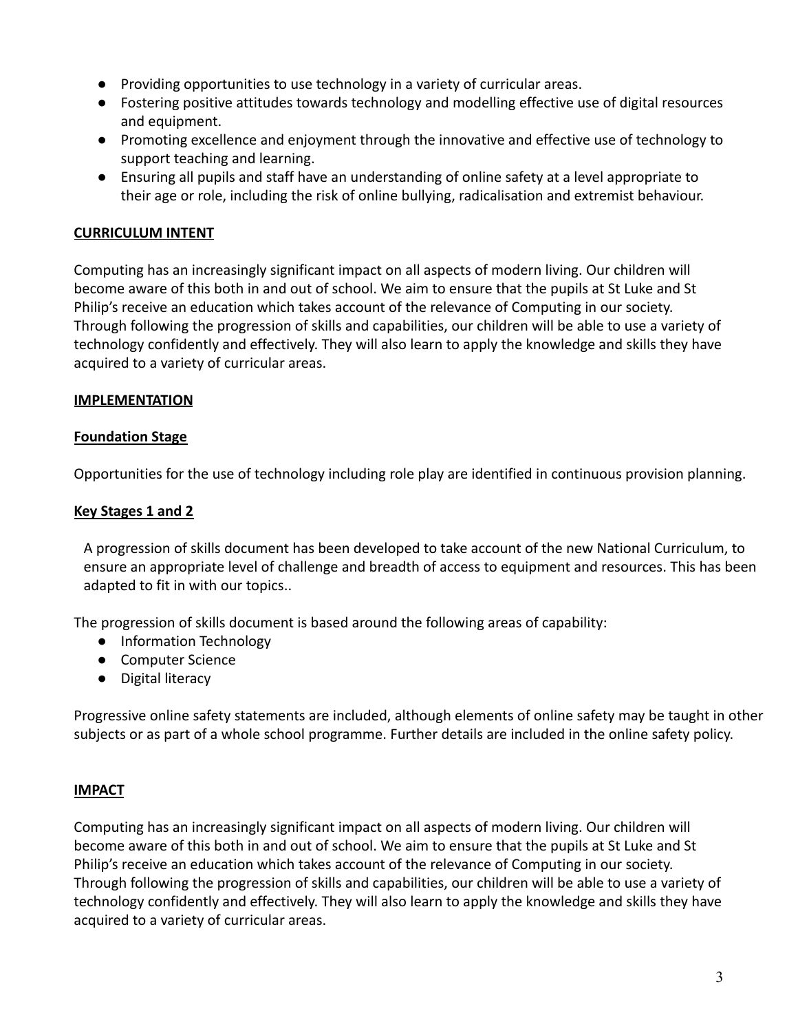- Providing opportunities to use technology in a variety of curricular areas.
- Fostering positive attitudes towards technology and modelling effective use of digital resources and equipment.
- Promoting excellence and enjoyment through the innovative and effective use of technology to support teaching and learning.
- Ensuring all pupils and staff have an understanding of online safety at a level appropriate to their age or role, including the risk of online bullying, radicalisation and extremist behaviour.

## CURRICULUM INTENT

Computing has an increasingly significant impact on all aspects of modern living. Our children will become aware of this both in and out of school. We aim to ensure that the pupils at St Luke and St Philip's receive an education which takes account of the relevance of Computing in our society. Through following the progression of skills and capabilities, our children will be able to use a variety of technology confidently and effectively. They will also learn to apply the knowledge and skills they have acquired to a variety of curricular areas.

## IMPLEMENTATION

### Foundation Stage

Opportunities for the use of technology including role play are identified in continuous provision planning.

### Key Stages 1 and 2

A progression of skills document has been developed to take account of the new National Curriculum, to ensure an appropriate level of challenge and breadth of access to equipment and resources. This has been adapted to fit in with our topics..

The progression of skills document is based around the following areas of capability:

- Information Technology
- Computer Science
- Digital literacy

Progressive online safety statements are included, although elements of online safety may be taught in other subjects or as part of a whole school programme. Further details are included in the online safety policy.

## IMPACT

Computing has an increasingly significant impact on all aspects of modern living. Our children will become aware of this both in and out of school. We aim to ensure that the pupils at St Luke and St Philip's receive an education which takes account of the relevance of Computing in our society. Through following the progression of skills and capabilities, our children will be able to use a variety of technology confidently and effectively. They will also learn to apply the knowledge and skills they have acquired to a variety of curricular areas.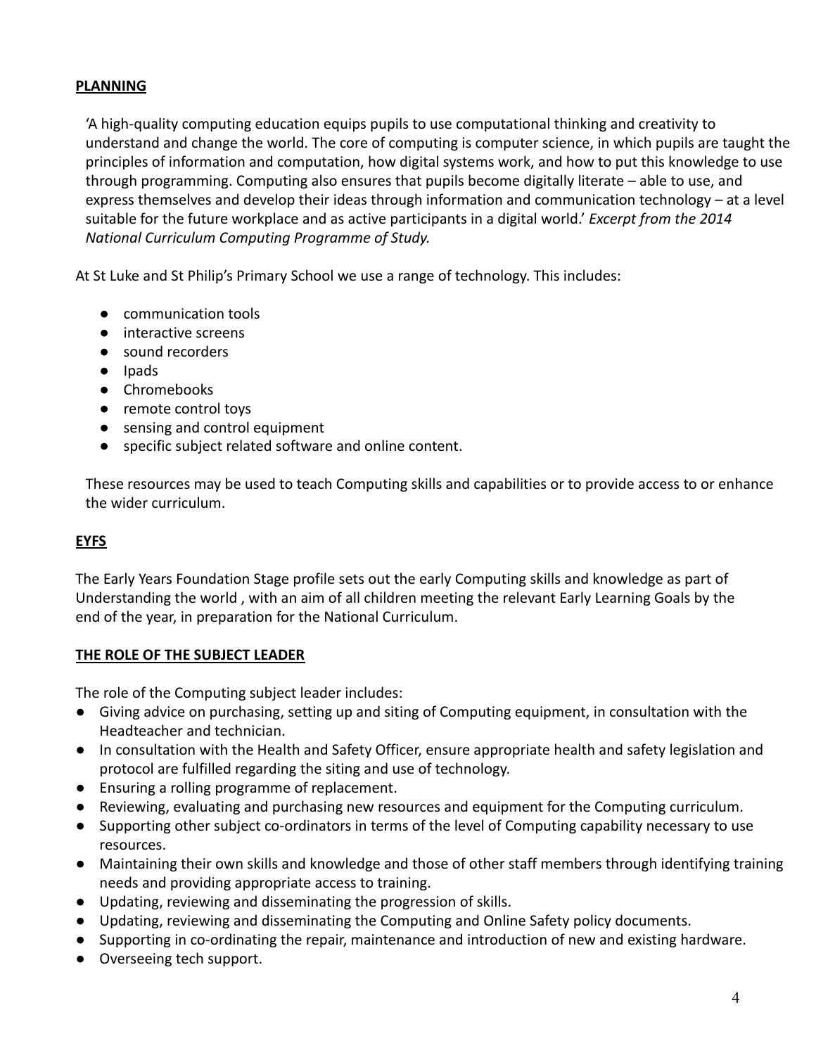## PLANNING

'A high-quality computing education equips pupils to use computational thinking and creativity to understand and change the world. The core of computing is computer science, in which pupils are taught the principles of information and computation, how digital systems work, and how to put this knowledge to use through programming. Computing also ensures that pupils become digitally literate – able to use, and express themselves and develop their ideas through information and communication technology – at a level suitable for the future workplace and as active participants in a digital world.' *Excerpt from the 2014 National Curriculum Computing Programme of Study.*

At St Luke and St Philip's Primary School we use a range of technology. This includes:

- communication tools
- interactive screens
- sound recorders
- Ipads
- Chromebooks
- remote control toys
- sensing and control equipment
- specific subject related software and online content.

These resources may be used to teach Computing skills and capabilities or to provide access to or enhance the wider curriculum.

## EYFS

The Early Years Foundation Stage profile sets out the early Computing skills and knowledge as part of Understanding the world , with an aim of all children meeting the relevant Early Learning Goals by the end of the year, in preparation for the National Curriculum.

## THE ROLE OF THE SUBJECT LEADER

The role of the Computing subject leader includes:

- Giving advice on purchasing, setting up and siting of Computing equipment, in consultation with the Headteacher and technician.
- In consultation with the Health and Safety Officer, ensure appropriate health and safety legislation and protocol are fulfilled regarding the siting and use of technology.
- Ensuring a rolling programme of replacement.
- Reviewing, evaluating and purchasing new resources and equipment for the Computing curriculum.
- Supporting other subject co-ordinators in terms of the level of Computing capability necessary to use resources.
- Maintaining their own skills and knowledge and those of other staff members through identifying training needs and providing appropriate access to training.
- Updating, reviewing and disseminating the progression of skills.
- Updating, reviewing and disseminating the Computing and Online Safety policy documents.
- Supporting in co-ordinating the repair, maintenance and introduction of new and existing hardware.
- Overseeing tech support.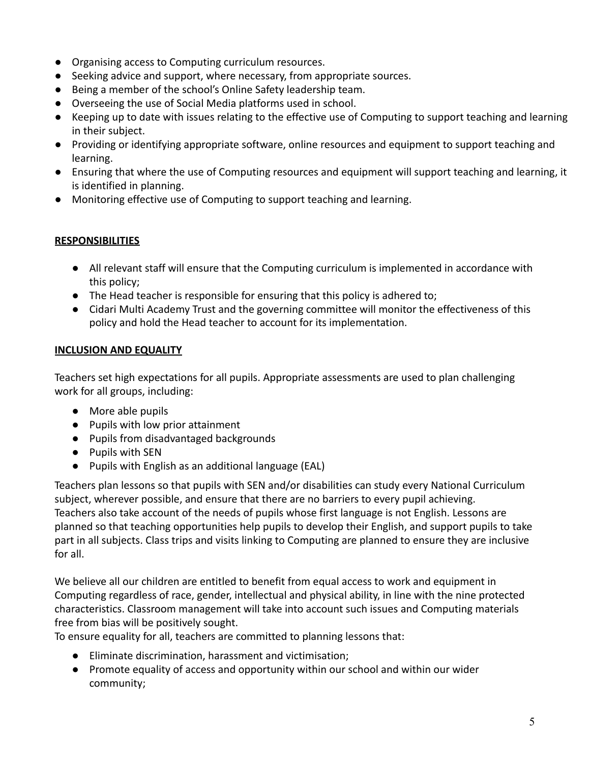- Organising access to Computing curriculum resources.
- Seeking advice and support, where necessary, from appropriate sources.
- Being a member of the school's Online Safety leadership team.
- Overseeing the use of Social Media platforms used in school.
- Keeping up to date with issues relating to the effective use of Computing to support teaching and learning in their subject.
- Providing or identifying appropriate software, online resources and equipment to support teaching and learning.
- Ensuring that where the use of Computing resources and equipment will support teaching and learning, it is identified in planning.
- Monitoring effective use of Computing to support teaching and learning.

**RESPONSIBILITIES**

- All relevant staff will ensure that the Computing curriculum is implemented in accordance with this policy;
- The Head teacher is responsible for ensuring that this policy is adhered to;
- Cidari Multi Academy Trust and the governing committee will monitor the effectiveness of this policy and hold the Head teacher to account for its implementation.

**INCLUSION AND EQUALITY**

Teachers set high expectations for all pupils. Appropriate assessments are used to plan challenging work for all groups, including:

- More able pupils
- Pupils with low prior attainment
- Pupils from disadvantaged backgrounds
- Pupils with SEN
- Pupils with English as an additional language (EAL)

Teachers plan lessons so that pupils with SEN and/or disabilities can study every National Curriculum subject, wherever possible, and ensure that there are no barriers to every pupil achieving. Teachers also take account of the needs of pupils whose first language is not English. Lessons are planned so that teaching opportunities help pupils to develop their English, and support pupils to take part in all subjects. Class trips and visits linking to Computing are planned to ensure they are inclusive for all.

We believe all our children are entitled to benefit from equal access to work and equipment in Computing regardless of race, gender, intellectual and physical ability, in line with the nine protected characteristics. Classroom management will take into account such issues and Computing materials free from bias will be positively sought.
To ensure equality for all, teachers are committed to planning lessons that:

- Eliminate discrimination, harassment and victimisation;
- Promote equality of access and opportunity within our school and within our wider community;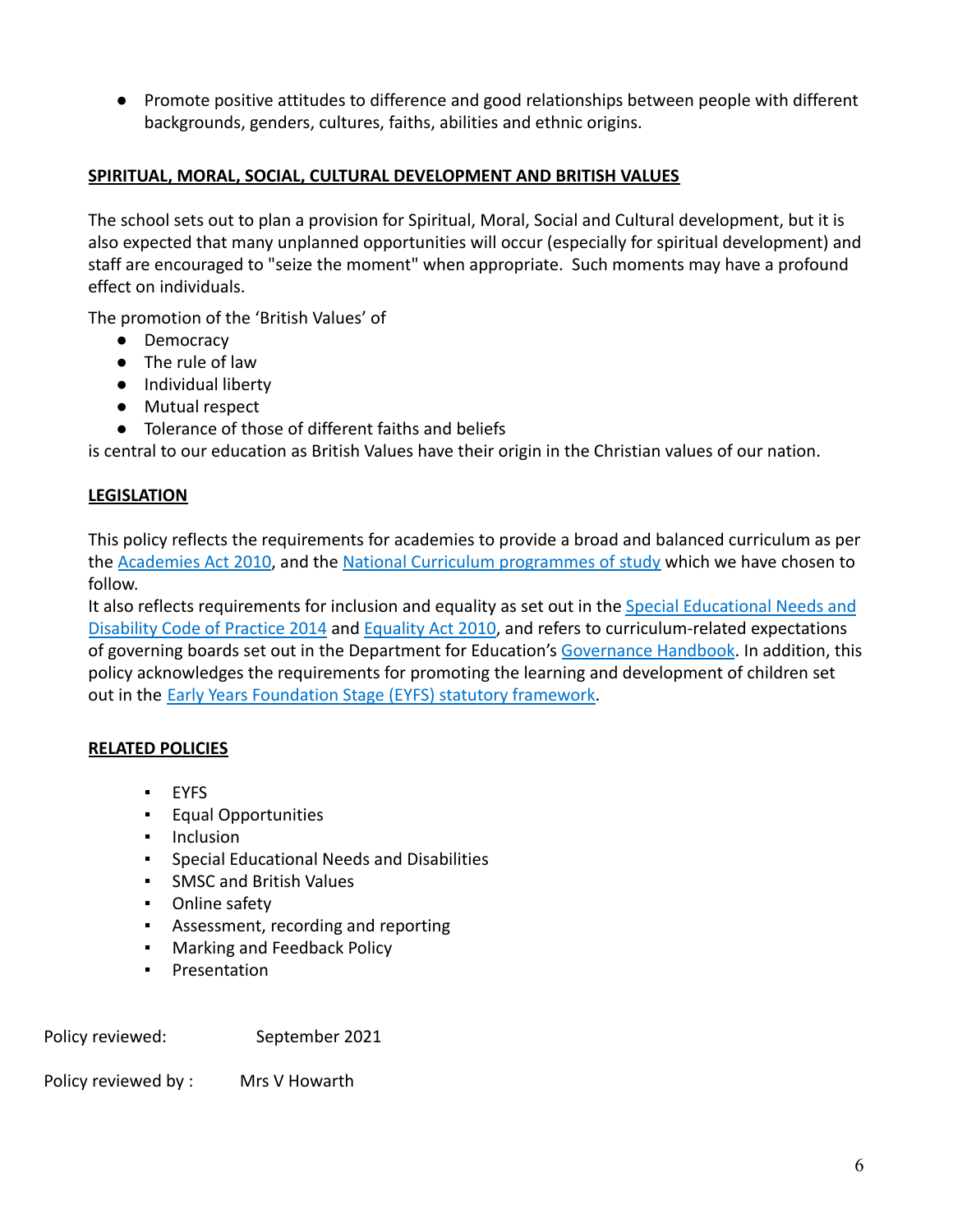- Promote positive attitudes to difference and good relationships between people with different backgrounds, genders, cultures, faiths, abilities and ethnic origins.

## SPIRITUAL, MORAL, SOCIAL, CULTURAL DEVELOPMENT AND BRITISH VALUES

The school sets out to plan a provision for Spiritual, Moral, Social and Cultural development, but it is also expected that many unplanned opportunities will occur (especially for spiritual development) and staff are encouraged to "seize the moment" when appropriate. Such moments may have a profound effect on individuals.

The promotion of the 'British Values' of

- Democracy
- The rule of law
- Individual liberty
- Mutual respect
- Tolerance of those of different faiths and beliefs

is central to our education as British Values have their origin in the Christian values of our nation.

## LEGISLATION

This policy reflects the requirements for academies to provide a broad and balanced curriculum as per the Academies Act 2010, and the National Curriculum programmes of study which we have chosen to follow.

It also reflects requirements for inclusion and equality as set out in the Special Educational Needs and Disability Code of Practice 2014 and Equality Act 2010, and refers to curriculum-related expectations of governing boards set out in the Department for Education's Governance Handbook. In addition, this policy acknowledges the requirements for promoting the learning and development of children set out in the Early Years Foundation Stage (EYFS) statutory framework.

## RELATED POLICIES

- EYFS
- Equal Opportunities
- Inclusion
- Special Educational Needs and Disabilities
- SMSC and British Values
- Online safety
- Assessment, recording and reporting
- Marking and Feedback Policy
- Presentation

Policy reviewed: September 2021

Policy reviewed by : Mrs V Howarth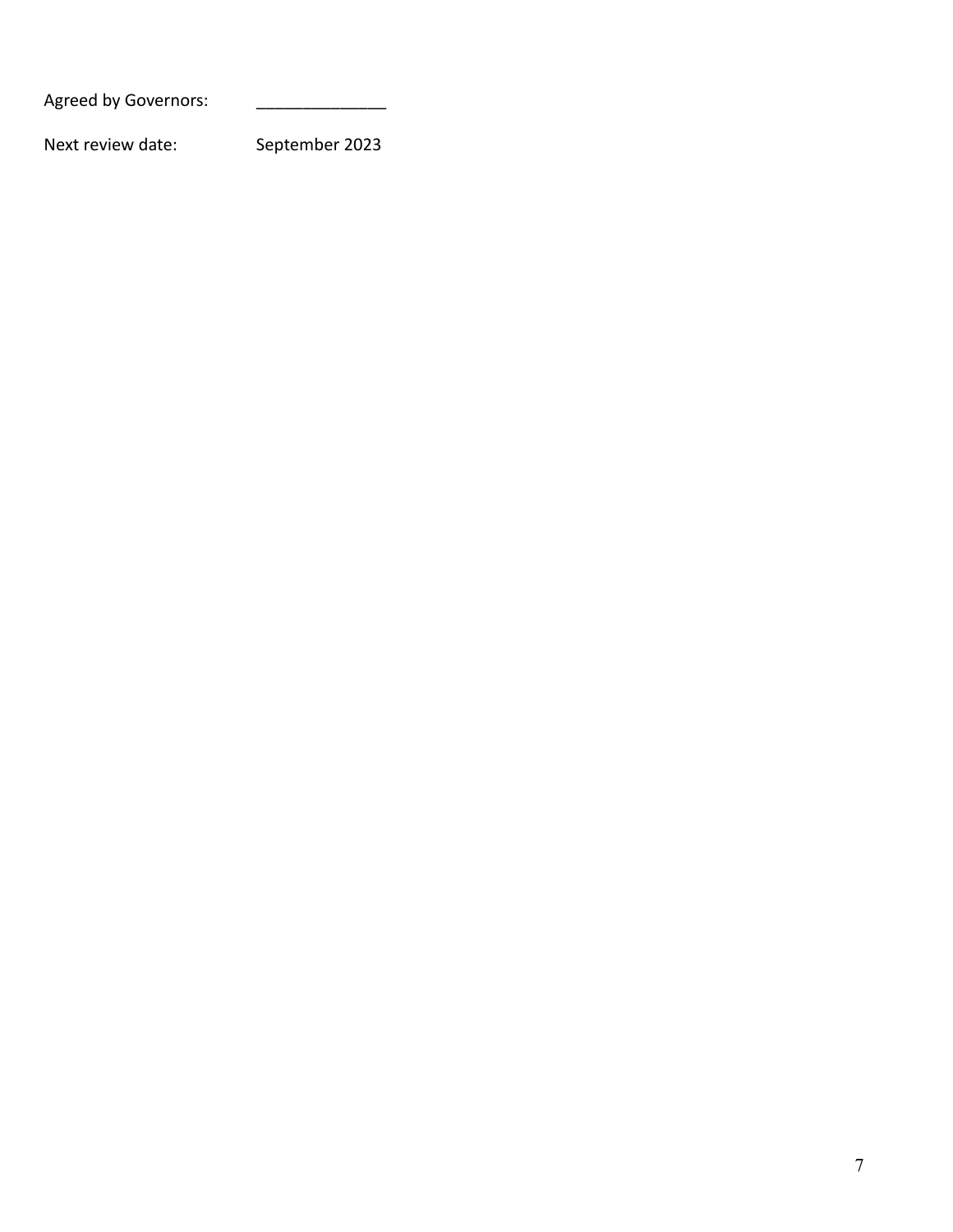Agreed by Governors: ______________

Next review date: September 2023